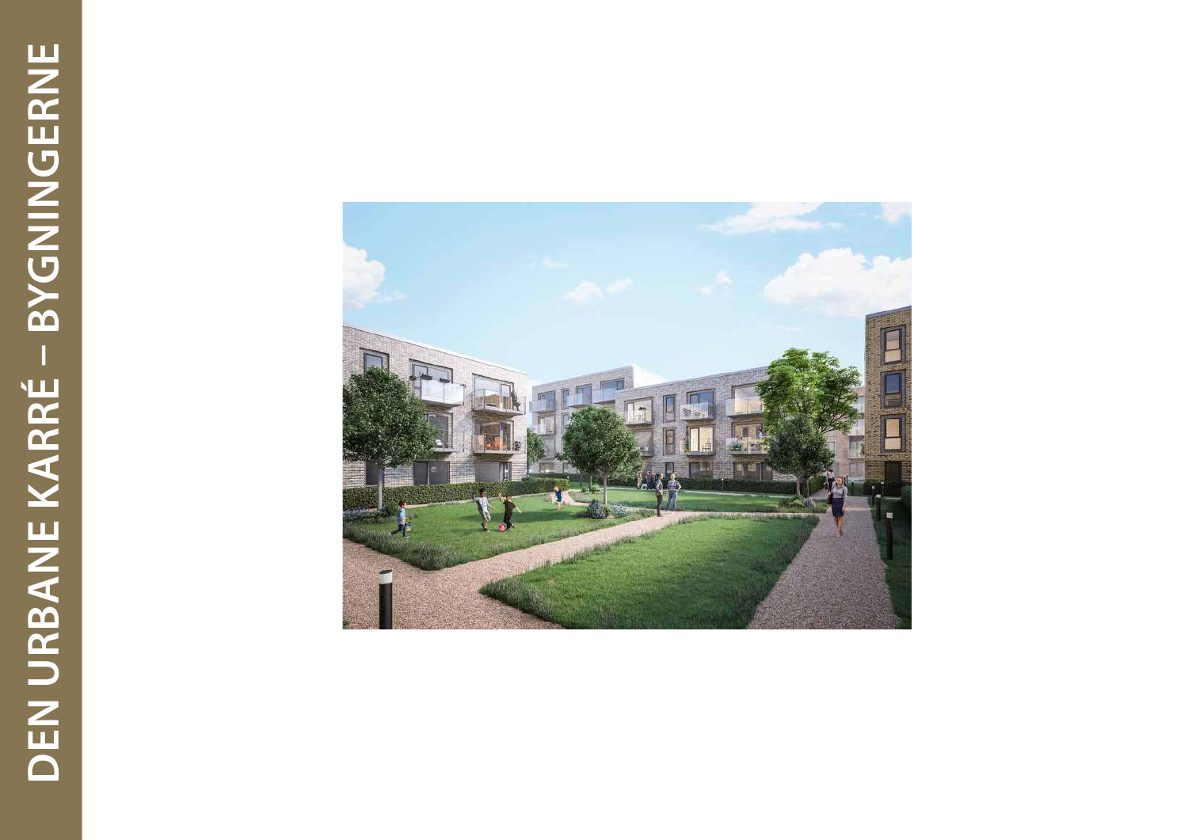# DEN URBANE KARRÉ – BYGNINGERNE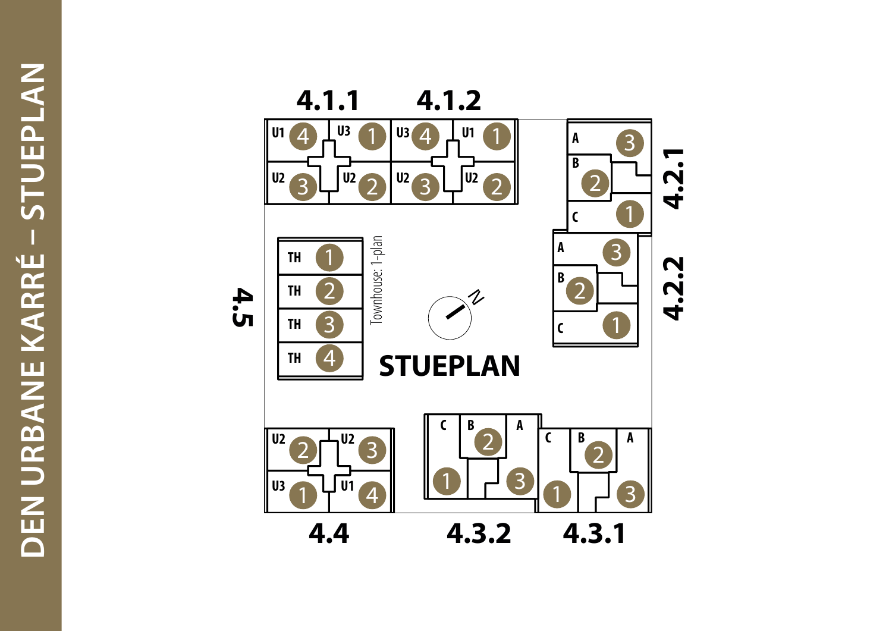# DEN URBANE KARRÉ – STUEPLAN

## STUEPLAN

4.1.1

| U1 4 | U3 1 |
|---|---|
| U2 3 | U2 2 |

4.1.2

| U3 4 | U1 1 |
|---|---|
| U2 3 | U2 2 |

4.2.1

A 3
B 2
C 1

4.2.2

A 3
B 2
C 1

4.5

Townhouse: 1-plan

TH 1
TH 2
TH 3
TH 4

4.4

| U2 2 | U2 3 |
|---|---|
| U3 1 | U1 4 |

4.3.2

C 1
B 2
A 3

4.3.1

C 1
B 2
A 3

N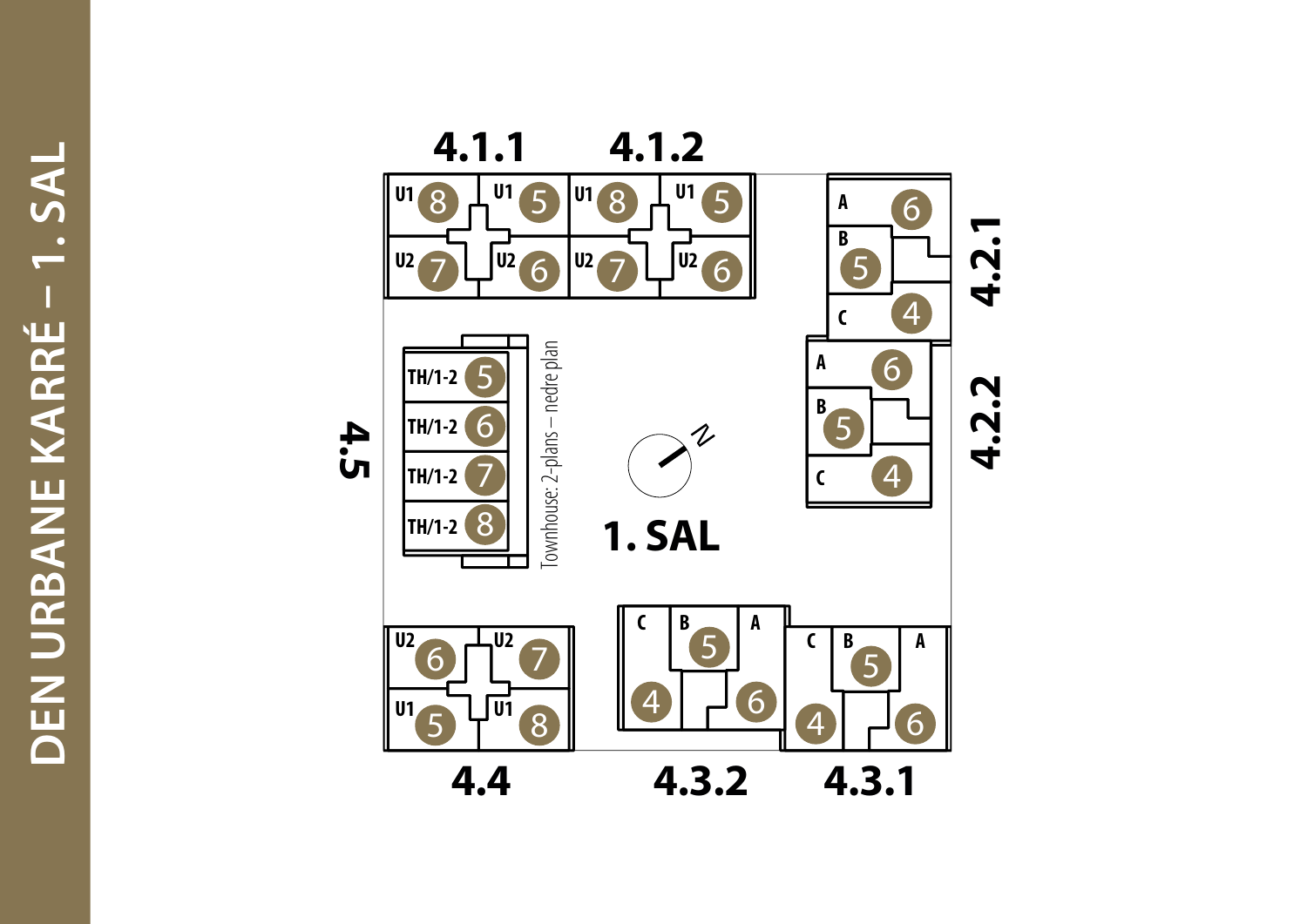# DEN URBANE KARRÉ – 1. SAL

## 1. SAL

### 4.1.1

- U1 8
- U1 5
- U2 7
- U2 6

### 4.1.2

- U1 8
- U1 5
- U2 7
- U2 6

### 4.2.1

- A 6
- B 5
- C 4

### 4.2.2

- A 6
- B 5
- C 4

### 4.5

- TH/1-2 5
- TH/1-2 6
- TH/1-2 7
- TH/1-2 8

Townhouse: 2-plans – nedre plan

### 4.4

- U2 6
- U2 7
- U1 5
- U1 8

### 4.3.2

- C 4
- B 5
- A 6

### 4.3.1

- C 4
- B 5
- A 6

N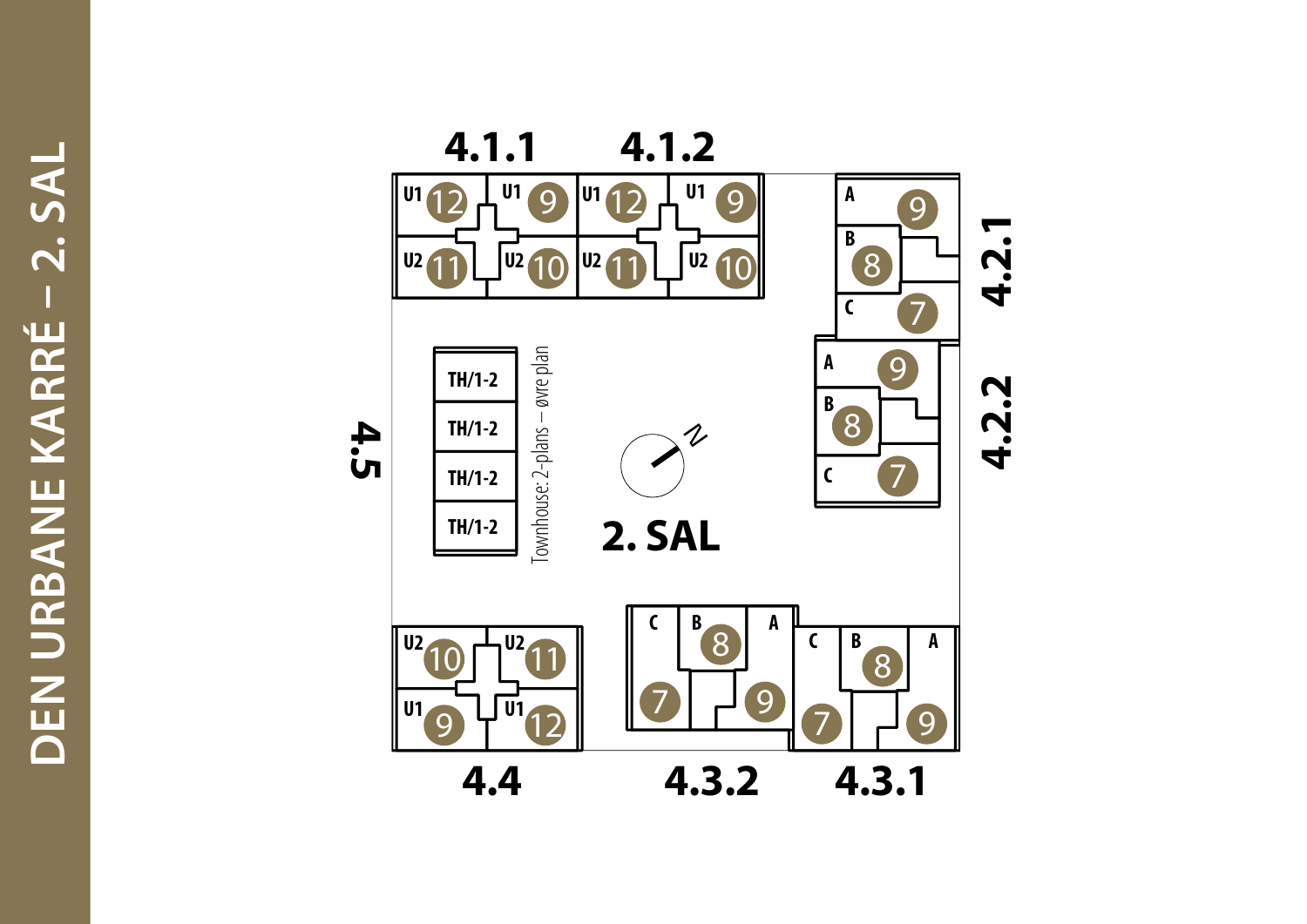# DEN URBANE KARRÉ – 2. SAL

## 2. SAL

**4.1.1**

| U1 12 | U1 9 |
| --- | --- |
| U2 11 | U2 10 |

**4.1.2**

| U1 12 | U1 9 |
| --- | --- |
| U2 11 | U2 10 |

**4.2.1**

- A 9
- B 8
- C 7

**4.2.2**

- A 9
- B 8
- C 7

**4.3.1**

- C 7
- B 8
- A 9

**4.3.2**

- C 7
- B 8
- A 9

**4.4**

| U2 10 | U2 11 |
| --- | --- |
| U1 9 | U1 12 |

**4.5**

- TH/1-2
- TH/1-2
- TH/1-2
- TH/1-2

Townhouse: 2-plans – øvre plan

N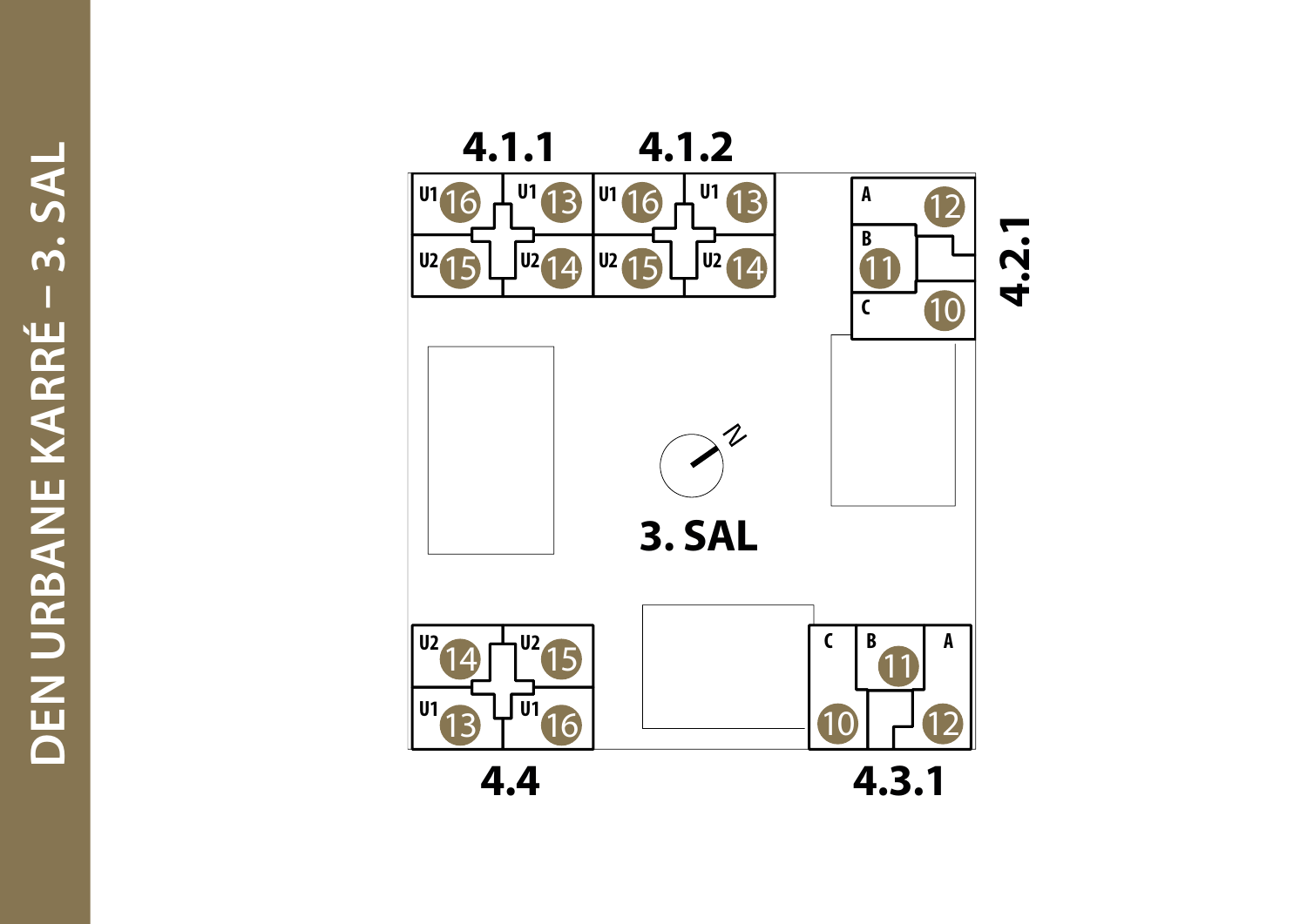# DEN URBANE KARRÉ – 3. SAL

4.1.1

U1 16
U1 13
U2 15
U2 14

4.1.2

U1 16
U1 13
U2 15
U2 14

4.2.1

A 12
B 11
C 10

N

3. SAL

4.4

U2 14
U2 15
U1 13
U1 16

4.3.1

C 10
B 11
A 12